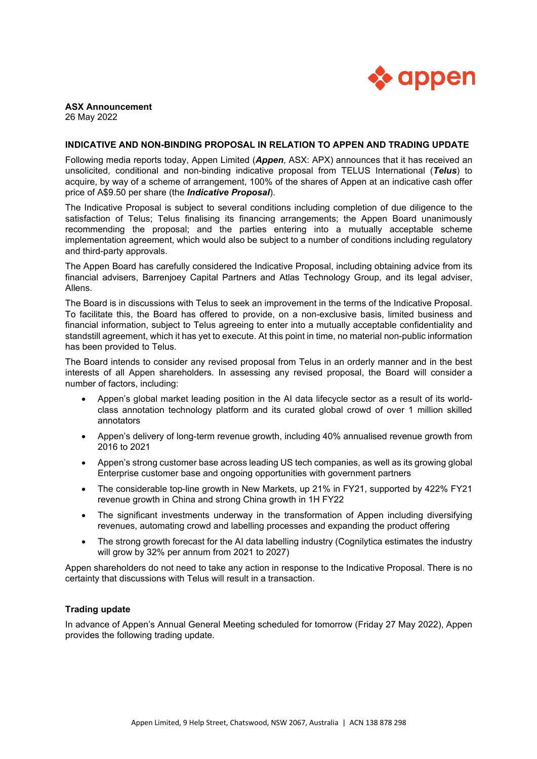**ASX Announcement**
26 May 2022

## INDICATIVE AND NON-BINDING PROPOSAL IN RELATION TO APPEN AND TRADING UPDATE

Following media reports today, Appen Limited (***Appen***, ASX: APX) announces that it has received an unsolicited, conditional and non-binding indicative proposal from TELUS International (***Telus***) to acquire, by way of a scheme of arrangement, 100% of the shares of Appen at an indicative cash offer price of A$9.50 per share (the ***Indicative Proposal***).

The Indicative Proposal is subject to several conditions including completion of due diligence to the satisfaction of Telus; Telus finalising its financing arrangements; the Appen Board unanimously recommending the proposal; and the parties entering into a mutually acceptable scheme implementation agreement, which would also be subject to a number of conditions including regulatory and third-party approvals.

The Appen Board has carefully considered the Indicative Proposal, including obtaining advice from its financial advisers, Barrenjoey Capital Partners and Atlas Technology Group, and its legal adviser, Allens.

The Board is in discussions with Telus to seek an improvement in the terms of the Indicative Proposal. To facilitate this, the Board has offered to provide, on a non-exclusive basis, limited business and financial information, subject to Telus agreeing to enter into a mutually acceptable confidentiality and standstill agreement, which it has yet to execute. At this point in time, no material non-public information has been provided to Telus.

The Board intends to consider any revised proposal from Telus in an orderly manner and in the best interests of all Appen shareholders. In assessing any revised proposal, the Board will consider a number of factors, including:

- Appen's global market leading position in the AI data lifecycle sector as a result of its world-class annotation technology platform and its curated global crowd of over 1 million skilled annotators
- Appen's delivery of long-term revenue growth, including 40% annualised revenue growth from 2016 to 2021
- Appen's strong customer base across leading US tech companies, as well as its growing global Enterprise customer base and ongoing opportunities with government partners
- The considerable top-line growth in New Markets, up 21% in FY21, supported by 422% FY21 revenue growth in China and strong China growth in 1H FY22
- The significant investments underway in the transformation of Appen including diversifying revenues, automating crowd and labelling processes and expanding the product offering
- The strong growth forecast for the AI data labelling industry (Cognilytica estimates the industry will grow by 32% per annum from 2021 to 2027)

Appen shareholders do not need to take any action in response to the Indicative Proposal. There is no certainty that discussions with Telus will result in a transaction.

### Trading update

In advance of Appen's Annual General Meeting scheduled for tomorrow (Friday 27 May 2022), Appen provides the following trading update.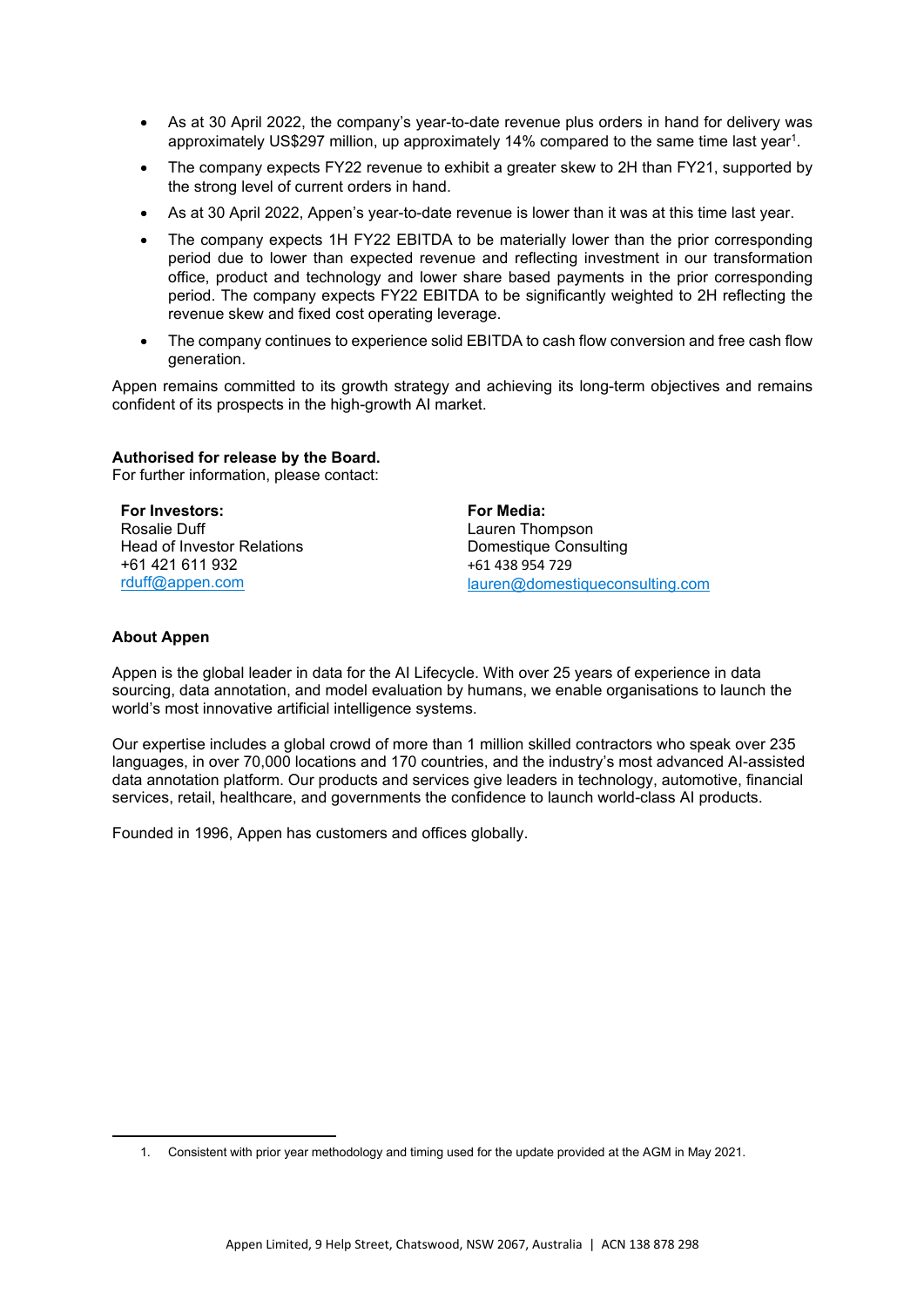- As at 30 April 2022, the company's year-to-date revenue plus orders in hand for delivery was approximately US$297 million, up approximately 14% compared to the same time last year[1].
- The company expects FY22 revenue to exhibit a greater skew to 2H than FY21, supported by the strong level of current orders in hand.
- As at 30 April 2022, Appen's year-to-date revenue is lower than it was at this time last year.
- The company expects 1H FY22 EBITDA to be materially lower than the prior corresponding period due to lower than expected revenue and reflecting investment in our transformation office, product and technology and lower share based payments in the prior corresponding period. The company expects FY22 EBITDA to be significantly weighted to 2H reflecting the revenue skew and fixed cost operating leverage.
- The company continues to experience solid EBITDA to cash flow conversion and free cash flow generation.

Appen remains committed to its growth strategy and achieving its long-term objectives and remains confident of its prospects in the high-growth AI market.

**Authorised for release by the Board.**
For further information, please contact:

**For Investors:**
Rosalie Duff
Head of Investor Relations
+61 421 611 932
rduff@appen.com

**For Media:**
Lauren Thompson
Domestique Consulting
+61 438 954 729
lauren@domestiqueconsulting.com

**About Appen**

Appen is the global leader in data for the AI Lifecycle. With over 25 years of experience in data sourcing, data annotation, and model evaluation by humans, we enable organisations to launch the world's most innovative artificial intelligence systems.

Our expertise includes a global crowd of more than 1 million skilled contractors who speak over 235 languages, in over 70,000 locations and 170 countries, and the industry's most advanced AI-assisted data annotation platform. Our products and services give leaders in technology, automotive, financial services, retail, healthcare, and governments the confidence to launch world-class AI products.

Founded in 1996, Appen has customers and offices globally.

1. Consistent with prior year methodology and timing used for the update provided at the AGM in May 2021.